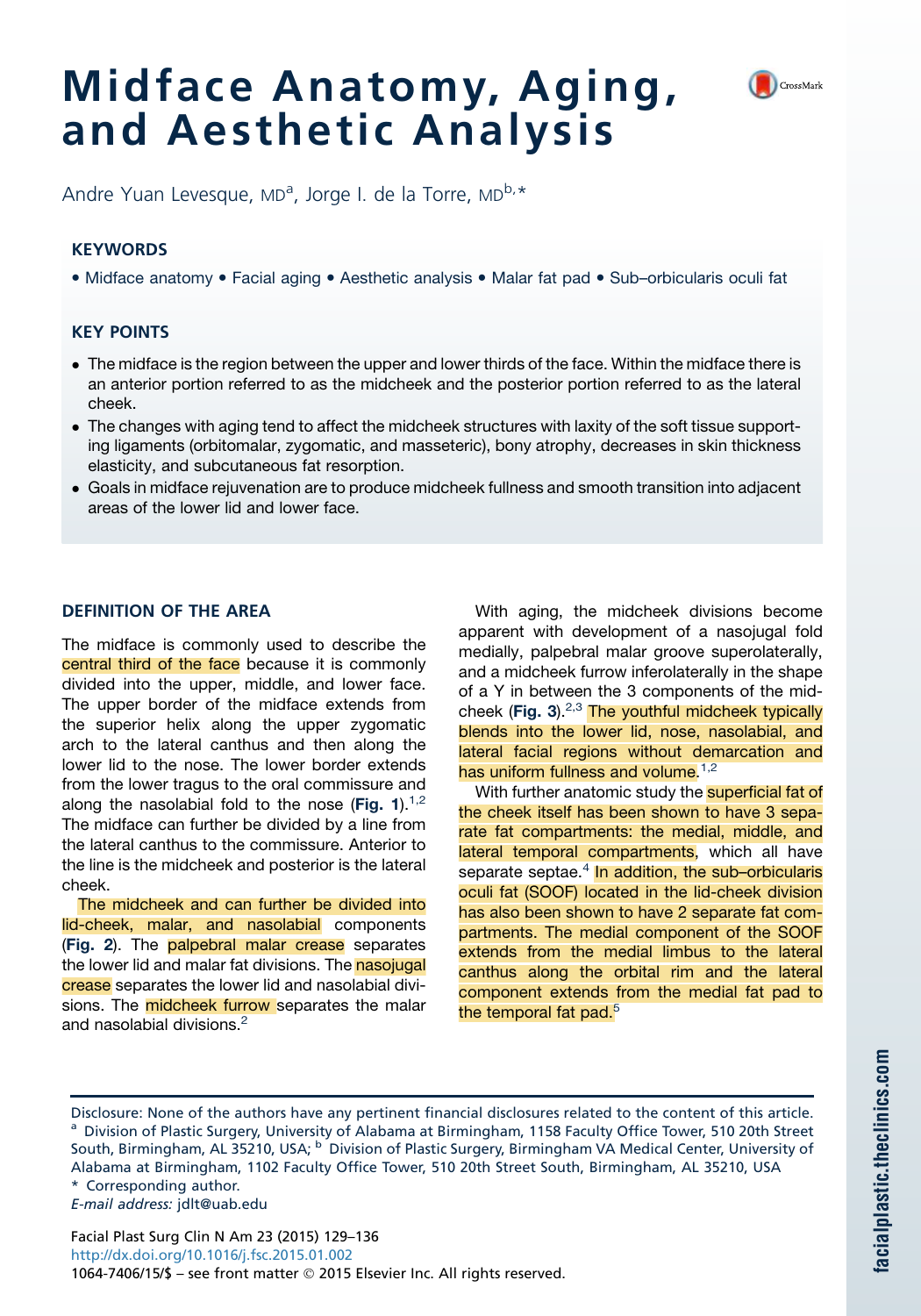# Midface Anatomy, Aging, and Aesthetic Analysis

Andre Yuan Levesque, MD[a], Jorge I. de la Torre, MD[b,*]

## KEYWORDS

- Midface anatomy • Facial aging • Aesthetic analysis • Malar fat pad • Sub–orbicularis oculi fat

## KEY POINTS

- The midface is the region between the upper and lower thirds of the face. Within the midface there is an anterior portion referred to as the midcheek and the posterior portion referred to as the lateral cheek.
- The changes with aging tend to affect the midcheek structures with laxity of the soft tissue supporting ligaments (orbitomalar, zygomatic, and masseteric), bony atrophy, decreases in skin thickness elasticity, and subcutaneous fat resorption.
- Goals in midface rejuvenation are to produce midcheek fullness and smooth transition into adjacent areas of the lower lid and lower face.

## DEFINITION OF THE AREA

The midface is commonly used to describe the central third of the face because it is commonly divided into the upper, middle, and lower face. The upper border of the midface extends from the superior helix along the upper zygomatic arch to the lateral canthus and then along the lower lid to the nose. The lower border extends from the lower tragus to the oral commissure and along the nasolabial fold to the nose (**Fig. 1**).[1,2] The midface can further be divided by a line from the lateral canthus to the commissure. Anterior to the line is the midcheek and posterior is the lateral cheek.

The midcheek and can further be divided into lid-cheek, malar, and nasolabial components (**Fig. 2**). The palpebral malar crease separates the lower lid and malar fat divisions. The nasojugal crease separates the lower lid and nasolabial divisions. The midcheek furrow separates the malar and nasolabial divisions.[2]

With aging, the midcheek divisions become apparent with development of a nasojugal fold medially, palpebral malar groove superolaterally, and a midcheek furrow inferolaterally in the shape of a Y in between the 3 components of the midcheek (**Fig. 3**).[2,3] The youthful midcheek typically blends into the lower lid, nose, nasolabial, and lateral facial regions without demarcation and has uniform fullness and volume.[1,2]

With further anatomic study the superficial fat of the cheek itself has been shown to have 3 separate fat compartments: the medial, middle, and lateral temporal compartments, which all have separate septae.[4] In addition, the sub–orbicularis oculi fat (SOOF) located in the lid-cheek division has also been shown to have 2 separate fat compartments. The medial component of the SOOF extends from the medial limbus to the lateral canthus along the orbital rim and the lateral component extends from the medial fat pad to the temporal fat pad.[5]

Disclosure: None of the authors have any pertinent financial disclosures related to the content of this article.
[a] Division of Plastic Surgery, University of Alabama at Birmingham, 1158 Faculty Office Tower, 510 20th Street South, Birmingham, AL 35210, USA; [b] Division of Plastic Surgery, Birmingham VA Medical Center, University of Alabama at Birmingham, 1102 Faculty Office Tower, 510 20th Street South, Birmingham, AL 35210, USA
* Corresponding author.
*E-mail address:* jdlt@uab.edu

Facial Plast Surg Clin N Am 23 (2015) 129–136
http://dx.doi.org/10.1016/j.fsc.2015.01.002
1064-7406/15/$ – see front matter © 2015 Elsevier Inc. All rights reserved.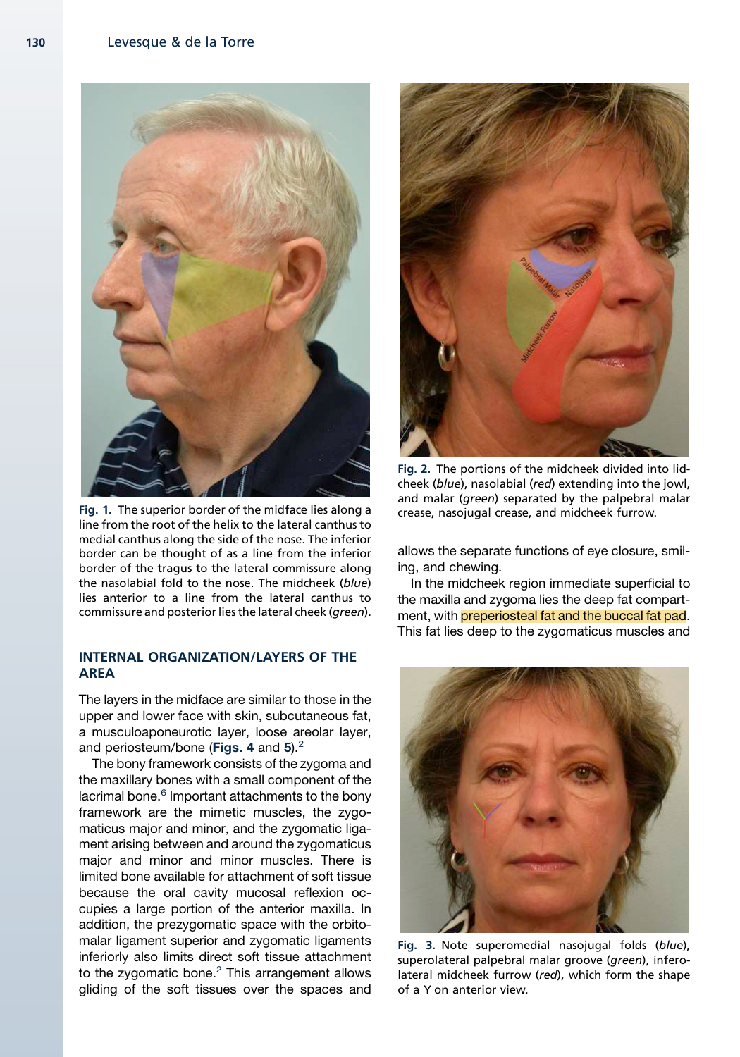Fig. 1. The superior border of the midface lies along a line from the root of the helix to the lateral canthus to medial canthus along the side of the nose. The inferior border can be thought of as a line from the inferior border of the tragus to the lateral commissure along the nasolabial fold to the nose. The midcheek (*blue*) lies anterior to a line from the lateral canthus to commissure and posterior lies the lateral cheek (*green*).

Fig. 2. The portions of the midcheek divided into lid-cheek (*blue*), nasolabial (*red*) extending into the jowl, and malar (*green*) separated by the palpebral malar crease, nasojugal crease, and midcheek furrow.

## INTERNAL ORGANIZATION/LAYERS OF THE AREA

The layers in the midface are similar to those in the upper and lower face with skin, subcutaneous fat, a musculoaponeurotic layer, loose areolar layer, and periosteum/bone (**Figs. 4** and **5**).[2]

The bony framework consists of the zygoma and the maxillary bones with a small component of the lacrimal bone.[6] Important attachments to the bony framework are the mimetic muscles, the zygomaticus major and minor, and the zygomatic ligament arising between and around the zygomaticus major and minor and minor muscles. There is limited bone available for attachment of soft tissue because the oral cavity mucosal reflexion occupies a large portion of the anterior maxilla. In addition, the prezygomatic space with the orbitomalar ligament superior and zygomatic ligaments inferiorly also limits direct soft tissue attachment to the zygomatic bone.[2] This arrangement allows gliding of the soft tissues over the spaces and allows the separate functions of eye closure, smiling, and chewing.

In the midcheek region immediate superficial to the maxilla and zygoma lies the deep fat compartment, with preperiosteal fat and the buccal fat pad. This fat lies deep to the zygomaticus muscles and

Fig. 3. Note superomedial nasojugal folds (*blue*), superolateral palpebral malar groove (*green*), inferolateral midcheek furrow (*red*), which form the shape of a Y on anterior view.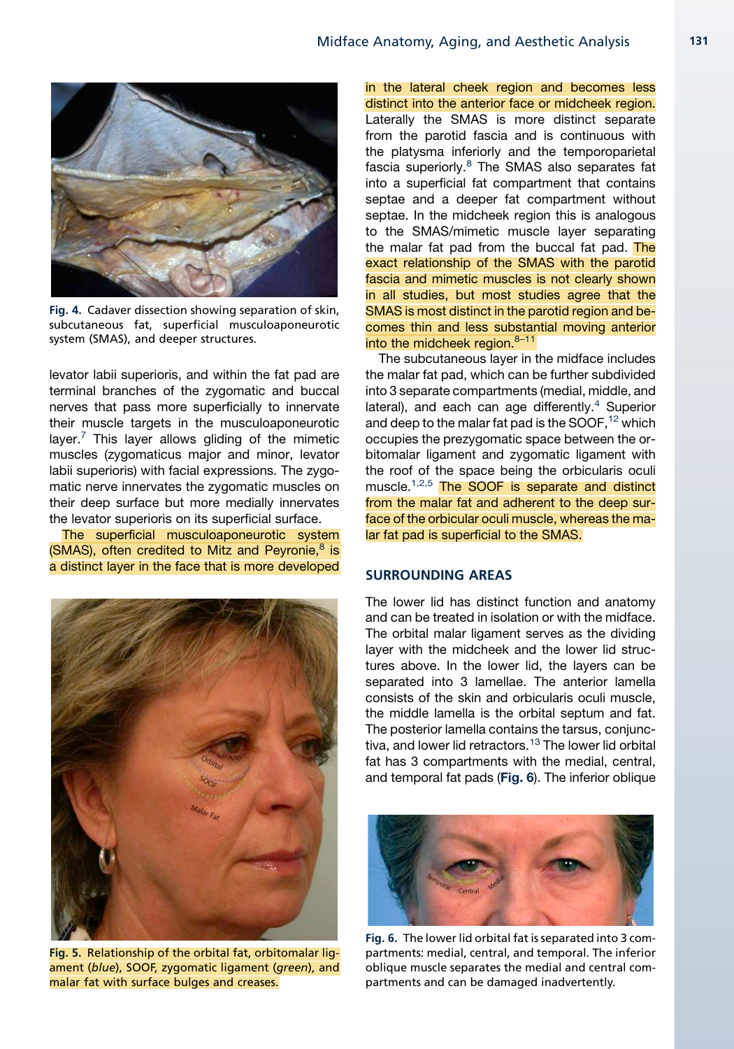Fig. 4. Cadaver dissection showing separation of skin, subcutaneous fat, superficial musculoaponeurotic system (SMAS), and deeper structures.

levator labii superioris, and within the fat pad are terminal branches of the zygomatic and buccal nerves that pass more superficially to innervate their muscle targets in the musculoaponeurotic layer.[7] This layer allows gliding of the mimetic muscles (zygomaticus major and minor, levator labii superioris) with facial expressions. The zygomatic nerve innervates the zygomatic muscles on their deep surface but more medially innervates the levator superioris on its superficial surface.

The superficial musculoaponeurotic system (SMAS), often credited to Mitz and Peyronie,[8] is a distinct layer in the face that is more developed in the lateral cheek region and becomes less distinct into the anterior face or midcheek region. Laterally the SMAS is more distinct separate from the parotid fascia and is continuous with the platysma inferiorly and the temporoparietal fascia superiorly.[8] The SMAS also separates fat into a superficial fat compartment that contains septae and a deeper fat compartment without septae. In the midcheek region this is analogous to the SMAS/mimetic muscle layer separating the malar fat pad from the buccal fat pad. The exact relationship of the SMAS with the parotid fascia and mimetic muscles is not clearly shown in all studies, but most studies agree that the SMAS is most distinct in the parotid region and becomes thin and less substantial moving anterior into the midcheek region.[8–11]

The subcutaneous layer in the midface includes the malar fat pad, which can be further subdivided into 3 separate compartments (medial, middle, and lateral), and each can age differently.[4] Superior and deep to the malar fat pad is the SOOF,[12] which occupies the prezygomatic space between the orbitomalar ligament and zygomatic ligament with the roof of the space being the orbicularis oculi muscle.[1,2,5] The SOOF is separate and distinct from the malar fat and adherent to the deep surface of the orbicular oculi muscle, whereas the malar fat pad is superficial to the SMAS.

Fig. 5. Relationship of the orbital fat, orbitomalar ligament (*blue*), SOOF, zygomatic ligament (*green*), and malar fat with surface bulges and creases.

## SURROUNDING AREAS

The lower lid has distinct function and anatomy and can be treated in isolation or with the midface. The orbital malar ligament serves as the dividing layer with the midcheek and the lower lid structures above. In the lower lid, the layers can be separated into 3 lamellae. The anterior lamella consists of the skin and orbicularis oculi muscle, the middle lamella is the orbital septum and fat. The posterior lamella contains the tarsus, conjunctiva, and lower lid retractors.[13] The lower lid orbital fat has 3 compartments with the medial, central, and temporal fat pads (**Fig. 6**). The inferior oblique

Fig. 6. The lower lid orbital fat is separated into 3 compartments: medial, central, and temporal. The inferior oblique muscle separates the medial and central compartments and can be damaged inadvertently.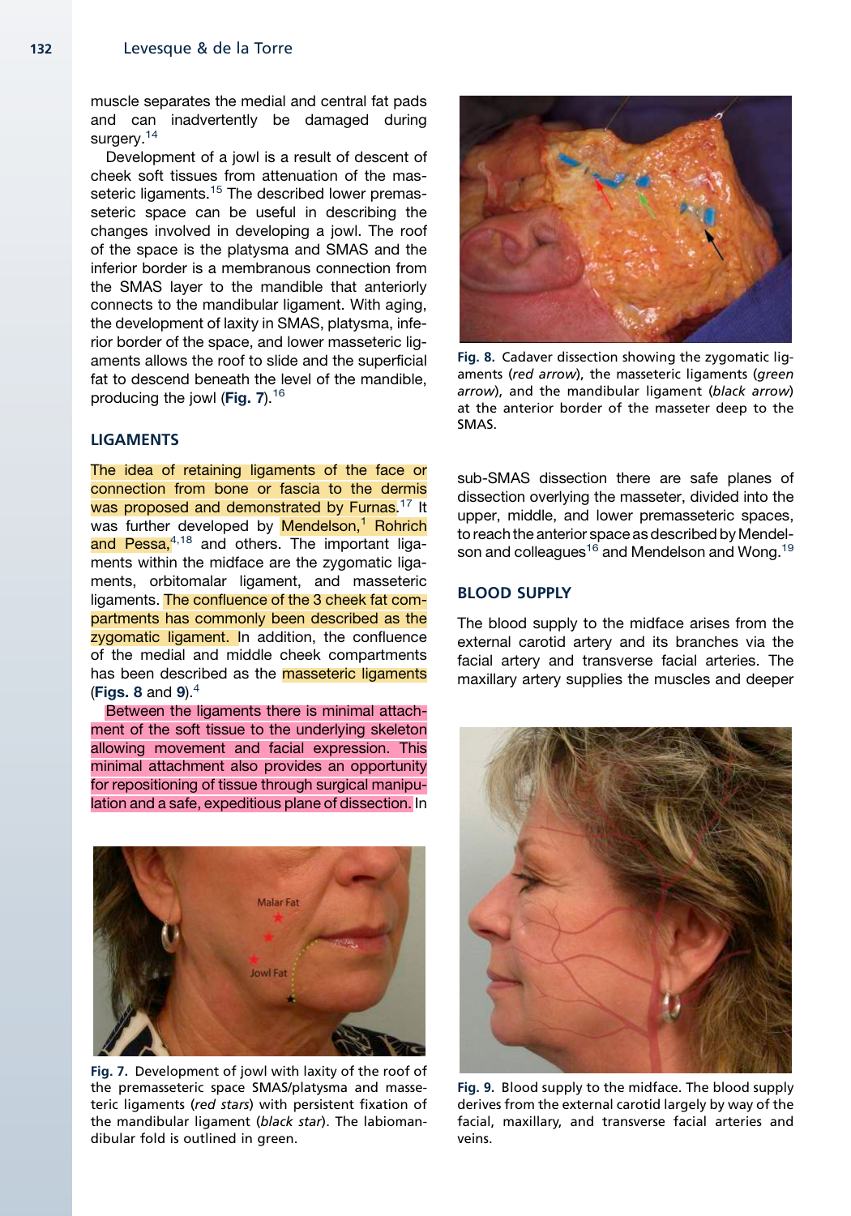muscle separates the medial and central fat pads and can inadvertently be damaged during surgery.[14]

Development of a jowl is a result of descent of cheek soft tissues from attenuation of the masseteric ligaments.[15] The described lower premasseteric space can be useful in describing the changes involved in developing a jowl. The roof of the space is the platysma and SMAS and the inferior border is a membranous connection from the SMAS layer to the mandible that anteriorly connects to the mandibular ligament. With aging, the development of laxity in SMAS, platysma, inferior border of the space, and lower masseteric ligaments allows the roof to slide and the superficial fat to descend beneath the level of the mandible, producing the jowl (**Fig. 7**).[16]

## LIGAMENTS

The idea of retaining ligaments of the face or connection from bone or fascia to the dermis was proposed and demonstrated by Furnas.[17] It was further developed by Mendelson,[1] Rohrich and Pessa,[4,18] and others. The important ligaments within the midface are the zygomatic ligaments, orbitomalar ligament, and masseteric ligaments. The confluence of the 3 cheek fat compartments has commonly been described as the zygomatic ligament. In addition, the confluence of the medial and middle cheek compartments has been described as the masseteric ligaments (**Figs. 8** and **9**).[4]

Between the ligaments there is minimal attachment of the soft tissue to the underlying skeleton allowing movement and facial expression. This minimal attachment also provides an opportunity for repositioning of tissue through surgical manipulation and a safe, expeditious plane of dissection. In sub-SMAS dissection there are safe planes of dissection overlying the masseter, divided into the upper, middle, and lower premasseteric spaces, to reach the anterior space as described by Mendelson and colleagues[16] and Mendelson and Wong.[19]

**Fig. 7.** Development of jowl with laxity of the roof of the premasseteric space SMAS/platysma and masseteric ligaments (*red stars*) with persistent fixation of the mandibular ligament (*black star*). The labiomandibular fold is outlined in green.

**Fig. 8.** Cadaver dissection showing the zygomatic ligaments (*red arrow*), the masseteric ligaments (*green arrow*), and the mandibular ligament (*black arrow*) at the anterior border of the masseter deep to the SMAS.

## BLOOD SUPPLY

The blood supply to the midface arises from the external carotid artery and its branches via the facial artery and transverse facial arteries. The maxillary artery supplies the muscles and deeper

**Fig. 9.** Blood supply to the midface. The blood supply derives from the external carotid largely by way of the facial, maxillary, and transverse facial arteries and veins.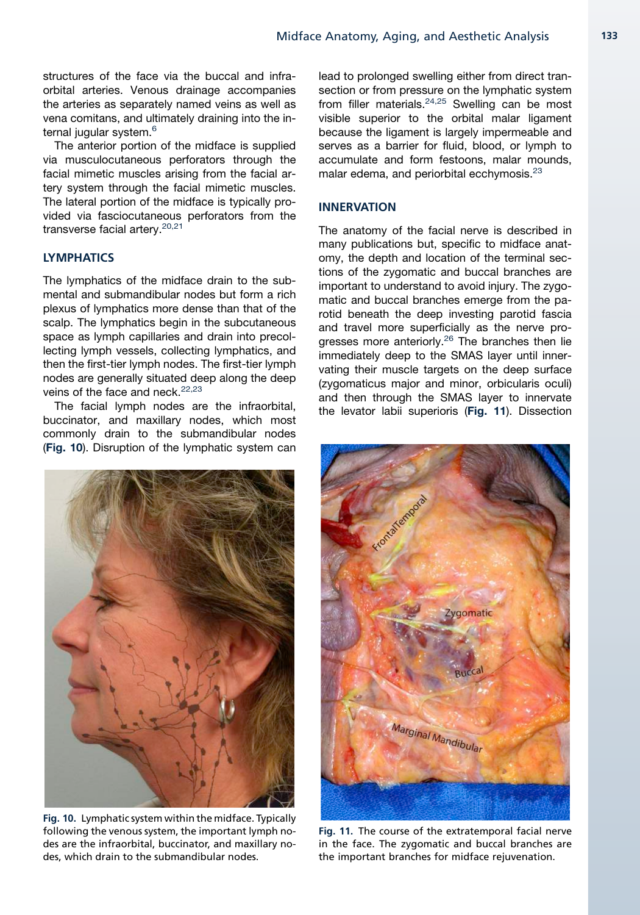structures of the face via the buccal and infraorbital arteries. Venous drainage accompanies the arteries as separately named veins as well as vena comitans, and ultimately draining into the internal jugular system.[6]

The anterior portion of the midface is supplied via musculocutaneous perforators through the facial mimetic muscles arising from the facial artery system through the facial mimetic muscles. The lateral portion of the midface is typically provided via fasciocutaneous perforators from the transverse facial artery.[20,21]

## LYMPHATICS

The lymphatics of the midface drain to the submental and submandibular nodes but form a rich plexus of lymphatics more dense than that of the scalp. The lymphatics begin in the subcutaneous space as lymph capillaries and drain into precollecting lymph vessels, collecting lymphatics, and then the first-tier lymph nodes. The first-tier lymph nodes are generally situated deep along the deep veins of the face and neck.[22,23]

The facial lymph nodes are the infraorbital, buccinator, and maxillary nodes, which most commonly drain to the submandibular nodes (**Fig. 10**). Disruption of the lymphatic system can lead to prolonged swelling either from direct transection or from pressure on the lymphatic system from filler materials.[24,25] Swelling can be most visible superior to the orbital malar ligament because the ligament is largely impermeable and serves as a barrier for fluid, blood, or lymph to accumulate and form festoons, malar mounds, malar edema, and periorbital ecchymosis.[23]

**Fig. 10.** Lymphatic system within the midface. Typically following the venous system, the important lymph nodes are the infraorbital, buccinator, and maxillary nodes, which drain to the submandibular nodes.

## INNERVATION

The anatomy of the facial nerve is described in many publications but, specific to midface anatomy, the depth and location of the terminal sections of the zygomatic and buccal branches are important to understand to avoid injury. The zygomatic and buccal branches emerge from the parotid beneath the deep investing parotid fascia and travel more superficially as the nerve progresses more anteriorly.[26] The branches then lie immediately deep to the SMAS layer until innervating their muscle targets on the deep surface (zygomaticus major and minor, orbicularis oculi) and then through the SMAS layer to innervate the levator labii superioris (**Fig. 11**). Dissection

**Fig. 11.** The course of the extratemporal facial nerve in the face. The zygomatic and buccal branches are the important branches for midface rejuvenation.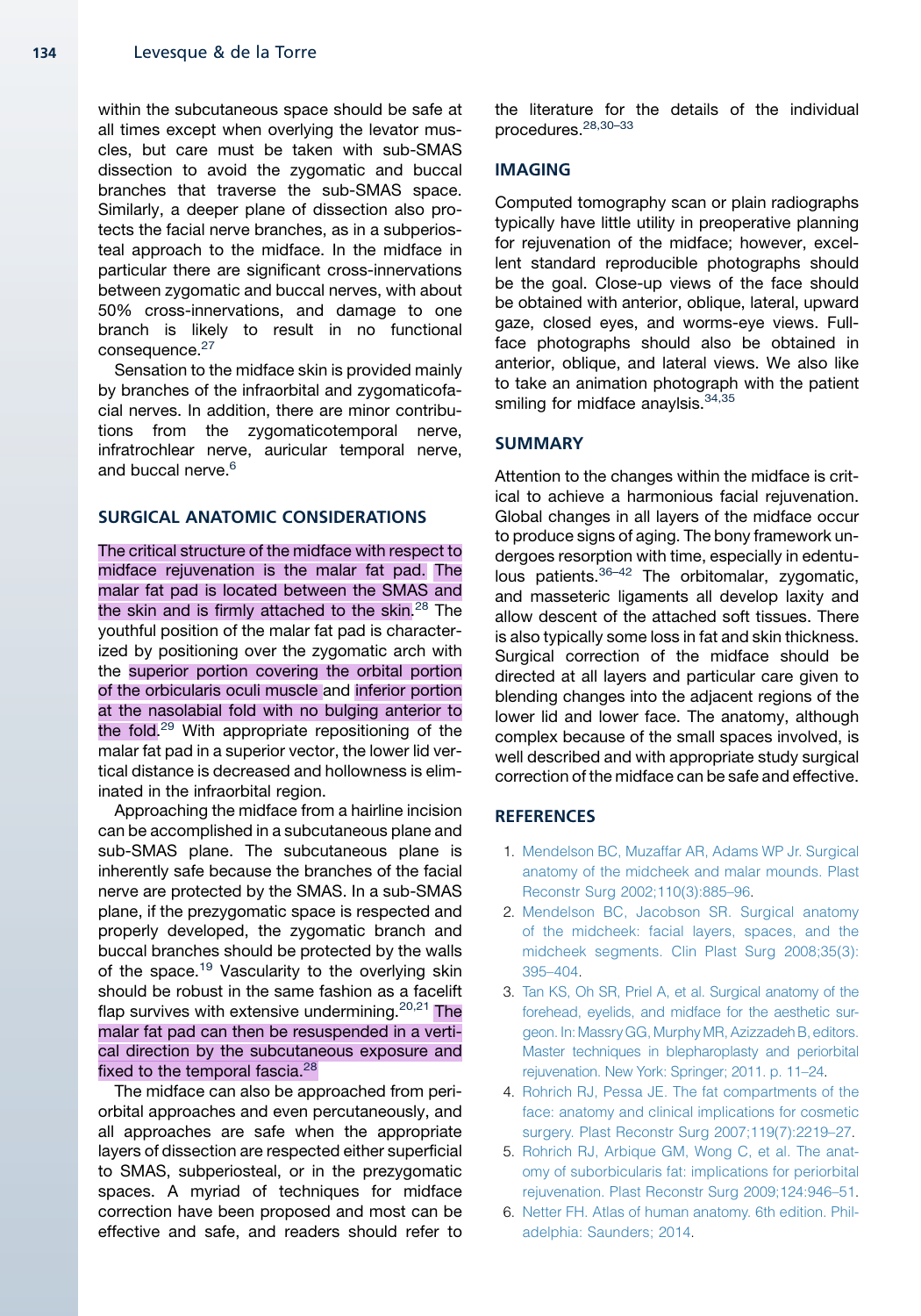within the subcutaneous space should be safe at all times except when overlying the levator muscles, but care must be taken with sub-SMAS dissection to avoid the zygomatic and buccal branches that traverse the sub-SMAS space. Similarly, a deeper plane of dissection also protects the facial nerve branches, as in a subperiosteal approach to the midface. In the midface in particular there are significant cross-innervations between zygomatic and buccal nerves, with about 50% cross-innervations, and damage to one branch is likely to result in no functional consequence.[27]

Sensation to the midface skin is provided mainly by branches of the infraorbital and zygomaticofacial nerves. In addition, there are minor contributions from the zygomaticotemporal nerve, infratrochlear nerve, auricular temporal nerve, and buccal nerve.[6]

## SURGICAL ANATOMIC CONSIDERATIONS

The critical structure of the midface with respect to midface rejuvenation is the malar fat pad. The malar fat pad is located between the SMAS and the skin and is firmly attached to the skin.[28] The youthful position of the malar fat pad is characterized by positioning over the zygomatic arch with the superior portion covering the orbital portion of the orbicularis oculi muscle and inferior portion at the nasolabial fold with no bulging anterior to the fold.[29] With appropriate repositioning of the malar fat pad in a superior vector, the lower lid vertical distance is decreased and hollowness is eliminated in the infraorbital region.

Approaching the midface from a hairline incision can be accomplished in a subcutaneous plane and sub-SMAS plane. The subcutaneous plane is inherently safe because the branches of the facial nerve are protected by the SMAS. In a sub-SMAS plane, if the prezygomatic space is respected and properly developed, the zygomatic branch and buccal branches should be protected by the walls of the space.[19] Vascularity to the overlying skin should be robust in the same fashion as a facelift flap survives with extensive undermining.[20,21] The malar fat pad can then be resuspended in a vertical direction by the subcutaneous exposure and fixed to the temporal fascia.[28]

The midface can also be approached from periorbital approaches and even percutaneously, and all approaches are safe when the appropriate layers of dissection are respected either superficial to SMAS, subperiosteal, or in the prezygomatic spaces. A myriad of techniques for midface correction have been proposed and most can be effective and safe, and readers should refer to the literature for the details of the individual procedures.[28,30–33]

## IMAGING

Computed tomography scan or plain radiographs typically have little utility in preoperative planning for rejuvenation of the midface; however, excellent standard reproducible photographs should be the goal. Close-up views of the face should be obtained with anterior, oblique, lateral, upward gaze, closed eyes, and worms-eye views. Full-face photographs should also be obtained in anterior, oblique, and lateral views. We also like to take an animation photograph with the patient smiling for midface anaylsis.[34,35]

## SUMMARY

Attention to the changes within the midface is critical to achieve a harmonious facial rejuvenation. Global changes in all layers of the midface occur to produce signs of aging. The bony framework undergoes resorption with time, especially in edentulous patients.[36–42] The orbitomalar, zygomatic, and masseteric ligaments all develop laxity and allow descent of the attached soft tissues. There is also typically some loss in fat and skin thickness. Surgical correction of the midface should be directed at all layers and particular care given to blending changes into the adjacent regions of the lower lid and lower face. The anatomy, although complex because of the small spaces involved, is well described and with appropriate study surgical correction of the midface can be safe and effective.

## REFERENCES

1. Mendelson BC, Muzaffar AR, Adams WP Jr. Surgical anatomy of the midcheek and malar mounds. Plast Reconstr Surg 2002;110(3):885–96.
2. Mendelson BC, Jacobson SR. Surgical anatomy of the midcheek: facial layers, spaces, and the midcheek segments. Clin Plast Surg 2008;35(3):395–404.
3. Tan KS, Oh SR, Priel A, et al. Surgical anatomy of the forehead, eyelids, and midface for the aesthetic surgeon. In: Massry GG, Murphy MR, Azizzadeh B, editors. Master techniques in blepharoplasty and periorbital rejuvenation. New York: Springer; 2011. p. 11–24.
4. Rohrich RJ, Pessa JE. The fat compartments of the face: anatomy and clinical implications for cosmetic surgery. Plast Reconstr Surg 2007;119(7):2219–27.
5. Rohrich RJ, Arbique GM, Wong C, et al. The anatomy of suborbicularis fat: implications for periorbital rejuvenation. Plast Reconstr Surg 2009;124:946–51.
6. Netter FH. Atlas of human anatomy. 6th edition. Philadelphia: Saunders; 2014.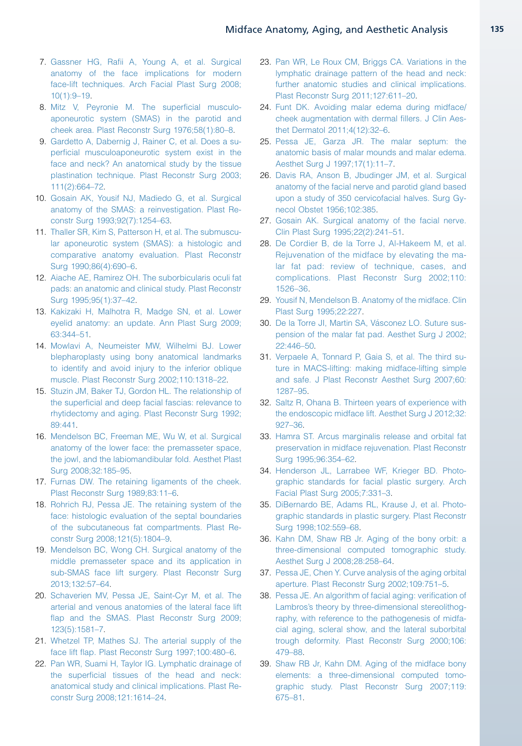7. Gassner HG, Rafii A, Young A, et al. Surgical anatomy of the face implications for modern face-lift techniques. Arch Facial Plast Surg 2008; 10(1):9–19.
8. Mitz V, Peyronie M. The superficial musculo-aponeurotic system (SMAS) in the parotid and cheek area. Plast Reconstr Surg 1976;58(1):80–8.
9. Gardetto A, Dabernig J, Rainer C, et al. Does a superficial musculoaponeurotic system exist in the face and neck? An anatomical study by the tissue plastination technique. Plast Reconstr Surg 2003; 111(2):664–72.
10. Gosain AK, Yousif NJ, Madiedo G, et al. Surgical anatomy of the SMAS: a reinvestigation. Plast Reconstr Surg 1993;92(7):1254–63.
11. Thaller SR, Kim S, Patterson H, et al. The submuscular aponeurotic system (SMAS): a histologic and comparative anatomy evaluation. Plast Reconstr Surg 1990;86(4):690–6.
12. Aiache AE, Ramirez OH. The suborbicularis oculi fat pads: an anatomic and clinical study. Plast Reconstr Surg 1995;95(1):37–42.
13. Kakizaki H, Malhotra R, Madge SN, et al. Lower eyelid anatomy: an update. Ann Plast Surg 2009; 63:344–51.
14. Mowlavi A, Neumeister MW, Wilhelmi BJ. Lower blepharoplasty using bony anatomical landmarks to identify and avoid injury to the inferior oblique muscle. Plast Reconstr Surg 2002;110:1318–22.
15. Stuzin JM, Baker TJ, Gordon HL. The relationship of the superficial and deep facial fascias: relevance to rhytidectomy and aging. Plast Reconstr Surg 1992; 89:441.
16. Mendelson BC, Freeman ME, Wu W, et al. Surgical anatomy of the lower face: the premasseter space, the jowl, and the labiomandibular fold. Aesthet Plast Surg 2008;32:185–95.
17. Furnas DW. The retaining ligaments of the cheek. Plast Reconstr Surg 1989;83:11–6.
18. Rohrich RJ, Pessa JE. The retaining system of the face: histologic evaluation of the septal boundaries of the subcutaneous fat compartments. Plast Reconstr Surg 2008;121(5):1804–9.
19. Mendelson BC, Wong CH. Surgical anatomy of the middle premasseter space and its application in sub-SMAS face lift surgery. Plast Reconstr Surg 2013;132:57–64.
20. Schaverien MV, Pessa JE, Saint-Cyr M, et al. The arterial and venous anatomies of the lateral face lift flap and the SMAS. Plast Reconstr Surg 2009; 123(5):1581–7.
21. Whetzel TP, Mathes SJ. The arterial supply of the face lift flap. Plast Reconstr Surg 1997;100:480–6.
22. Pan WR, Suami H, Taylor IG. Lymphatic drainage of the superficial tissues of the head and neck: anatomical study and clinical implications. Plast Reconstr Surg 2008;121:1614–24.
23. Pan WR, Le Roux CM, Briggs CA. Variations in the lymphatic drainage pattern of the head and neck: further anatomic studies and clinical implications. Plast Reconstr Surg 2011;127:611–20.
24. Funt DK. Avoiding malar edema during midface/cheek augmentation with dermal fillers. J Clin Aesthet Dermatol 2011;4(12):32–6.
25. Pessa JE, Garza JR. The malar septum: the anatomic basis of malar mounds and malar edema. Aesthet Surg J 1997;17(1):11–7.
26. Davis RA, Anson B, Jbudinger JM, et al. Surgical anatomy of the facial nerve and parotid gland based upon a study of 350 cervicofacial halves. Surg Gynecol Obstet 1956;102:385.
27. Gosain AK. Surgical anatomy of the facial nerve. Clin Plast Surg 1995;22(2):241–51.
28. De Cordier B, de la Torre J, Al-Hakeem M, et al. Rejuvenation of the midface by elevating the malar fat pad: review of technique, cases, and complications. Plast Reconstr Surg 2002;110: 1526–36.
29. Yousif N, Mendelson B. Anatomy of the midface. Clin Plast Surg 1995;22:227.
30. De la Torre JI, Martin SA, Vásconez LO. Suture suspension of the malar fat pad. Aesthet Surg J 2002; 22:446–50.
31. Verpaele A, Tonnard P, Gaia S, et al. The third suture in MACS-lifting: making midface-lifting simple and safe. J Plast Reconstr Aesthet Surg 2007;60: 1287–95.
32. Saltz R, Ohana B. Thirteen years of experience with the endoscopic midface lift. Aesthet Surg J 2012;32: 927–36.
33. Hamra ST. Arcus marginalis release and orbital fat preservation in midface rejuvenation. Plast Reconstr Surg 1995;96:354–62.
34. Henderson JL, Larrabee WF, Krieger BD. Photographic standards for facial plastic surgery. Arch Facial Plast Surg 2005;7:331–3.
35. DiBernardo BE, Adams RL, Krause J, et al. Photographic standards in plastic surgery. Plast Reconstr Surg 1998;102:559–68.
36. Kahn DM, Shaw RB Jr. Aging of the bony orbit: a three-dimensional computed tomographic study. Aesthet Surg J 2008;28:258–64.
37. Pessa JE, Chen Y. Curve analysis of the aging orbital aperture. Plast Reconstr Surg 2002;109:751–5.
38. Pessa JE. An algorithm of facial aging: verification of Lambros's theory by three-dimensional stereolithography, with reference to the pathogenesis of midfacial aging, scleral show, and the lateral suborbital trough deformity. Plast Reconstr Surg 2000;106: 479–88.
39. Shaw RB Jr, Kahn DM. Aging of the midface bony elements: a three-dimensional computed tomographic study. Plast Reconstr Surg 2007;119: 675–81.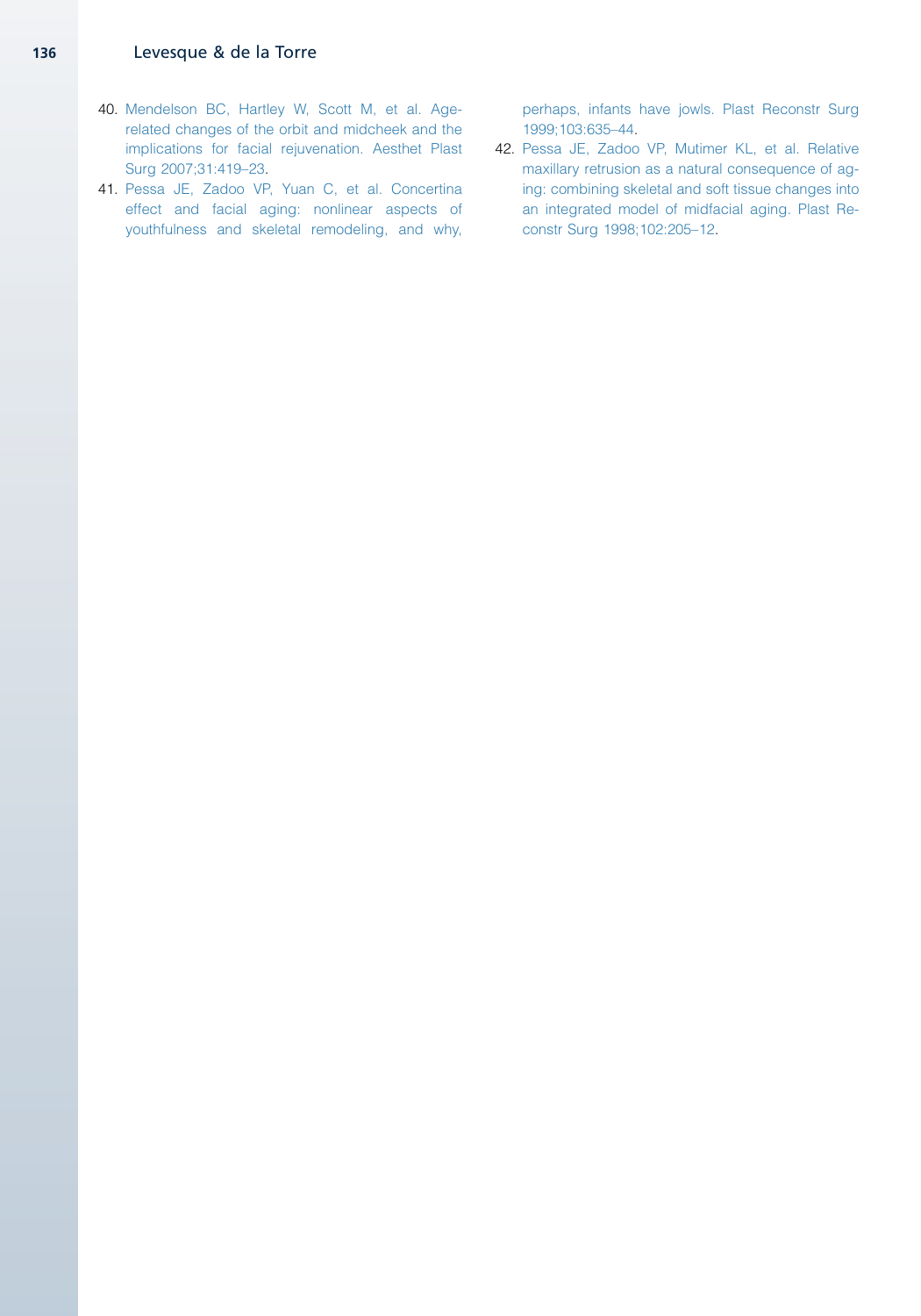40. Mendelson BC, Hartley W, Scott M, et al. Age-related changes of the orbit and midcheek and the implications for facial rejuvenation. Aesthet Plast Surg 2007;31:419–23.
41. Pessa JE, Zadoo VP, Yuan C, et al. Concertina effect and facial aging: nonlinear aspects of youthfulness and skeletal remodeling, and why, perhaps, infants have jowls. Plast Reconstr Surg 1999;103:635–44.
42. Pessa JE, Zadoo VP, Mutimer KL, et al. Relative maxillary retrusion as a natural consequence of aging: combining skeletal and soft tissue changes into an integrated model of midfacial aging. Plast Reconstr Surg 1998;102:205–12.